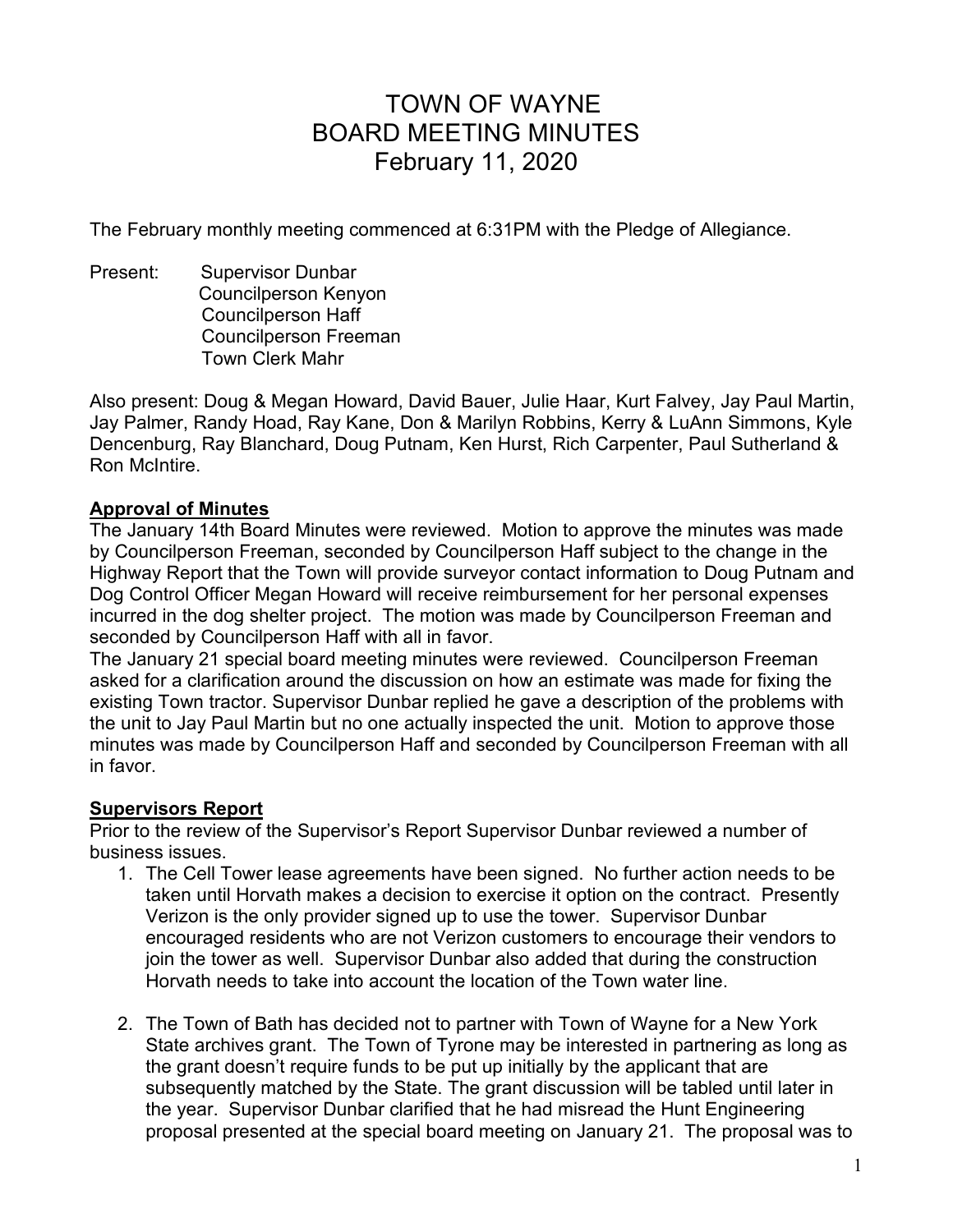# TOWN OF WAYNE
# BOARD MEETING MINUTES
# February 11, 2020

The February monthly meeting commenced at 6:31PM with the Pledge of Allegiance.

Present: Supervisor Dunbar
Councilperson Kenyon
Councilperson Haff
Councilperson Freeman
Town Clerk Mahr

Also present: Doug & Megan Howard, David Bauer, Julie Haar, Kurt Falvey, Jay Paul Martin, Jay Palmer, Randy Hoad, Ray Kane, Don & Marilyn Robbins, Kerry & LuAnn Simmons, Kyle Dencenburg, Ray Blanchard, Doug Putnam, Ken Hurst, Rich Carpenter, Paul Sutherland & Ron McIntire.

**Approval of Minutes**

The January 14th Board Minutes were reviewed. Motion to approve the minutes was made by Councilperson Freeman, seconded by Councilperson Haff subject to the change in the Highway Report that the Town will provide surveyor contact information to Doug Putnam and Dog Control Officer Megan Howard will receive reimbursement for her personal expenses incurred in the dog shelter project. The motion was made by Councilperson Freeman and seconded by Councilperson Haff with all in favor.

The January 21 special board meeting minutes were reviewed. Councilperson Freeman asked for a clarification around the discussion on how an estimate was made for fixing the existing Town tractor. Supervisor Dunbar replied he gave a description of the problems with the unit to Jay Paul Martin but no one actually inspected the unit. Motion to approve those minutes was made by Councilperson Haff and seconded by Councilperson Freeman with all in favor.

**Supervisors Report**

Prior to the review of the Supervisor's Report Supervisor Dunbar reviewed a number of business issues.

1. The Cell Tower lease agreements have been signed. No further action needs to be taken until Horvath makes a decision to exercise it option on the contract. Presently Verizon is the only provider signed up to use the tower. Supervisor Dunbar encouraged residents who are not Verizon customers to encourage their vendors to join the tower as well. Supervisor Dunbar also added that during the construction Horvath needs to take into account the location of the Town water line.

2. The Town of Bath has decided not to partner with Town of Wayne for a New York State archives grant. The Town of Tyrone may be interested in partnering as long as the grant doesn't require funds to be put up initially by the applicant that are subsequently matched by the State. The grant discussion will be tabled until later in the year. Supervisor Dunbar clarified that he had misread the Hunt Engineering proposal presented at the special board meeting on January 21. The proposal was to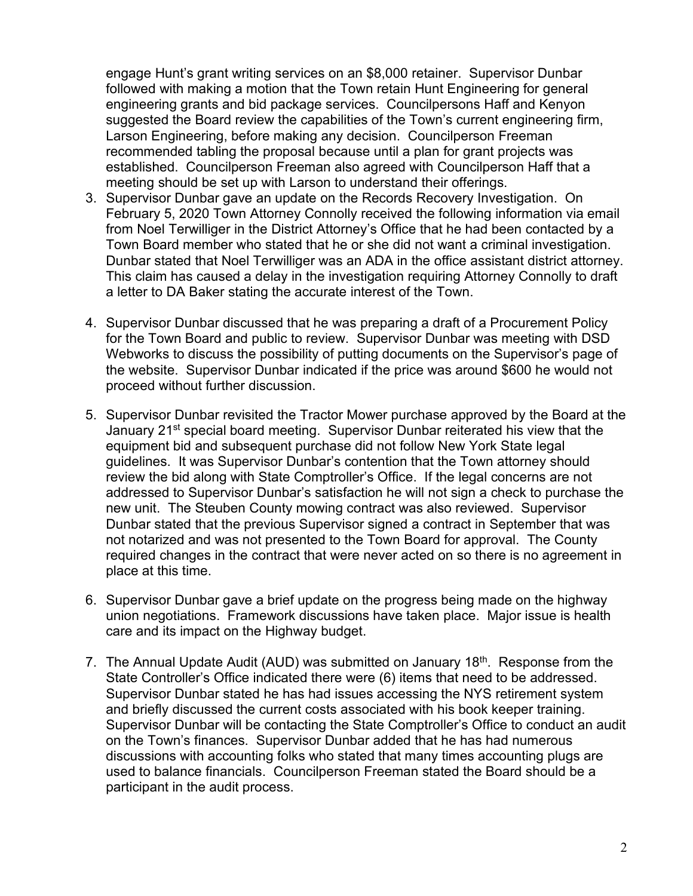engage Hunt's grant writing services on an $8,000 retainer. Supervisor Dunbar followed with making a motion that the Town retain Hunt Engineering for general engineering grants and bid package services. Councilpersons Haff and Kenyon suggested the Board review the capabilities of the Town's current engineering firm, Larson Engineering, before making any decision. Councilperson Freeman recommended tabling the proposal because until a plan for grant projects was established. Councilperson Freeman also agreed with Councilperson Haff that a meeting should be set up with Larson to understand their offerings.

3. Supervisor Dunbar gave an update on the Records Recovery Investigation. On February 5, 2020 Town Attorney Connolly received the following information via email from Noel Terwilliger in the District Attorney's Office that he had been contacted by a Town Board member who stated that he or she did not want a criminal investigation. Dunbar stated that Noel Terwilliger was an ADA in the office assistant district attorney. This claim has caused a delay in the investigation requiring Attorney Connolly to draft a letter to DA Baker stating the accurate interest of the Town.

4. Supervisor Dunbar discussed that he was preparing a draft of a Procurement Policy for the Town Board and public to review. Supervisor Dunbar was meeting with DSD Webworks to discuss the possibility of putting documents on the Supervisor's page of the website. Supervisor Dunbar indicated if the price was around $600 he would not proceed without further discussion.

5. Supervisor Dunbar revisited the Tractor Mower purchase approved by the Board at the January 21st special board meeting. Supervisor Dunbar reiterated his view that the equipment bid and subsequent purchase did not follow New York State legal guidelines. It was Supervisor Dunbar's contention that the Town attorney should review the bid along with State Comptroller's Office. If the legal concerns are not addressed to Supervisor Dunbar's satisfaction he will not sign a check to purchase the new unit. The Steuben County mowing contract was also reviewed. Supervisor Dunbar stated that the previous Supervisor signed a contract in September that was not notarized and was not presented to the Town Board for approval. The County required changes in the contract that were never acted on so there is no agreement in place at this time.

6. Supervisor Dunbar gave a brief update on the progress being made on the highway union negotiations. Framework discussions have taken place. Major issue is health care and its impact on the Highway budget.

7. The Annual Update Audit (AUD) was submitted on January 18th. Response from the State Controller's Office indicated there were (6) items that need to be addressed. Supervisor Dunbar stated he has had issues accessing the NYS retirement system and briefly discussed the current costs associated with his book keeper training. Supervisor Dunbar will be contacting the State Comptroller's Office to conduct an audit on the Town's finances. Supervisor Dunbar added that he has had numerous discussions with accounting folks who stated that many times accounting plugs are used to balance financials. Councilperson Freeman stated the Board should be a participant in the audit process.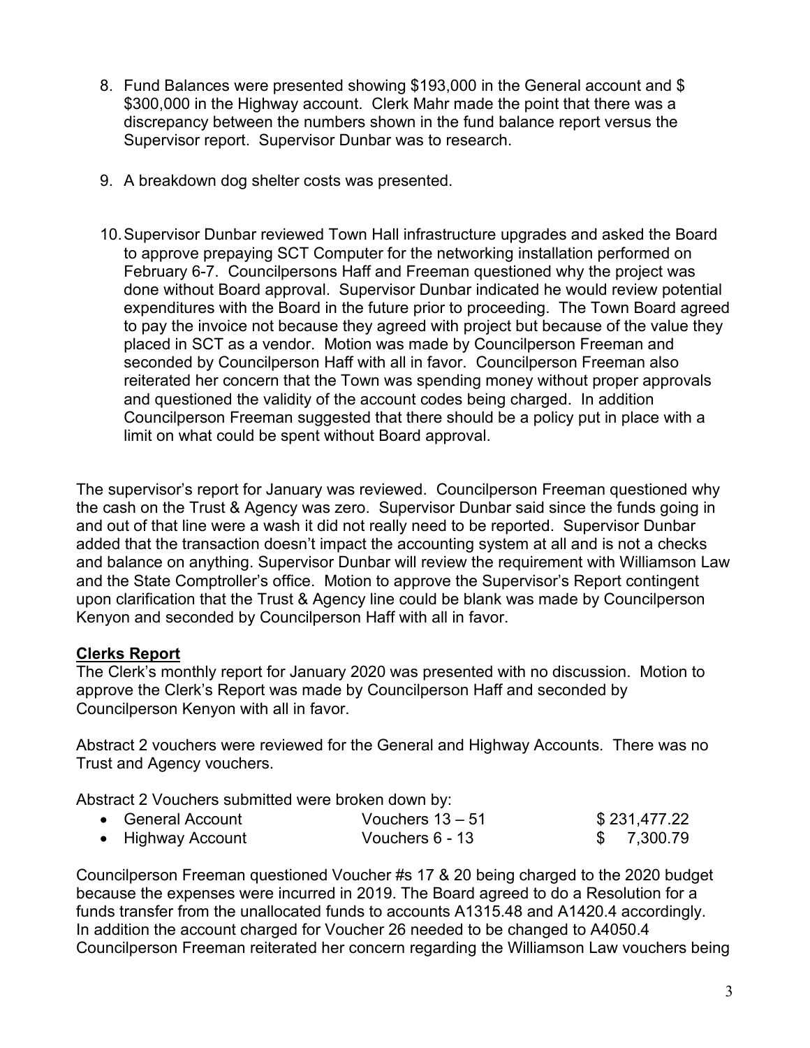8. Fund Balances were presented showing $193,000 in the General account and $ $300,000 in the Highway account. Clerk Mahr made the point that there was a discrepancy between the numbers shown in the fund balance report versus the Supervisor report. Supervisor Dunbar was to research.

9. A breakdown dog shelter costs was presented.

10. Supervisor Dunbar reviewed Town Hall infrastructure upgrades and asked the Board to approve prepaying SCT Computer for the networking installation performed on February 6-7. Councilpersons Haff and Freeman questioned why the project was done without Board approval. Supervisor Dunbar indicated he would review potential expenditures with the Board in the future prior to proceeding. The Town Board agreed to pay the invoice not because they agreed with project but because of the value they placed in SCT as a vendor. Motion was made by Councilperson Freeman and seconded by Councilperson Haff with all in favor. Councilperson Freeman also reiterated her concern that the Town was spending money without proper approvals and questioned the validity of the account codes being charged. In addition Councilperson Freeman suggested that there should be a policy put in place with a limit on what could be spent without Board approval.

The supervisor's report for January was reviewed. Councilperson Freeman questioned why the cash on the Trust & Agency was zero. Supervisor Dunbar said since the funds going in and out of that line were a wash it did not really need to be reported. Supervisor Dunbar added that the transaction doesn't impact the accounting system at all and is not a checks and balance on anything. Supervisor Dunbar will review the requirement with Williamson Law and the State Comptroller's office. Motion to approve the Supervisor's Report contingent upon clarification that the Trust & Agency line could be blank was made by Councilperson Kenyon and seconded by Councilperson Haff with all in favor.

## Clerks Report

The Clerk's monthly report for January 2020 was presented with no discussion. Motion to approve the Clerk's Report was made by Councilperson Haff and seconded by Councilperson Kenyon with all in favor.

Abstract 2 vouchers were reviewed for the General and Highway Accounts. There was no Trust and Agency vouchers.

Abstract 2 Vouchers submitted were broken down by:

| Account | Vouchers | Amount |
|---|---|---|
| General Account | Vouchers 13 – 51 | $ 231,477.22 |
| Highway Account | Vouchers 6 - 13 | $ 7,300.79 |

Councilperson Freeman questioned Voucher #s 17 & 20 being charged to the 2020 budget because the expenses were incurred in 2019. The Board agreed to do a Resolution for a funds transfer from the unallocated funds to accounts A1315.48 and A1420.4 accordingly. In addition the account charged for Voucher 26 needed to be changed to A4050.4 Councilperson Freeman reiterated her concern regarding the Williamson Law vouchers being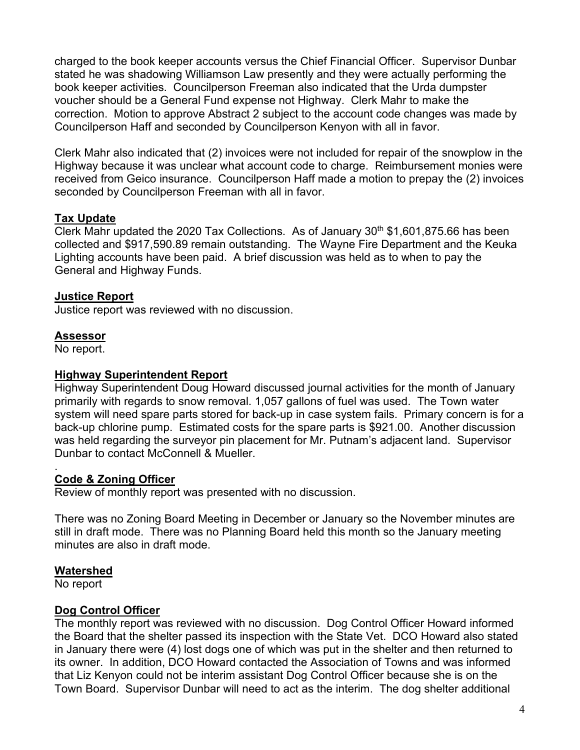charged to the book keeper accounts versus the Chief Financial Officer. Supervisor Dunbar stated he was shadowing Williamson Law presently and they were actually performing the book keeper activities. Councilperson Freeman also indicated that the Urda dumpster voucher should be a General Fund expense not Highway. Clerk Mahr to make the correction. Motion to approve Abstract 2 subject to the account code changes was made by Councilperson Haff and seconded by Councilperson Kenyon with all in favor.

Clerk Mahr also indicated that (2) invoices were not included for repair of the snowplow in the Highway because it was unclear what account code to charge. Reimbursement monies were received from Geico insurance. Councilperson Haff made a motion to prepay the (2) invoices seconded by Councilperson Freeman with all in favor.

**Tax Update**

Clerk Mahr updated the 2020 Tax Collections. As of January 30th $1,601,875.66 has been collected and $917,590.89 remain outstanding. The Wayne Fire Department and the Keuka Lighting accounts have been paid. A brief discussion was held as to when to pay the General and Highway Funds.

**Justice Report**

Justice report was reviewed with no discussion.

**Assessor**

No report.

**Highway Superintendent Report**

Highway Superintendent Doug Howard discussed journal activities for the month of January primarily with regards to snow removal. 1,057 gallons of fuel was used. The Town water system will need spare parts stored for back-up in case system fails. Primary concern is for a back-up chlorine pump. Estimated costs for the spare parts is $921.00. Another discussion was held regarding the surveyor pin placement for Mr. Putnam's adjacent land. Supervisor Dunbar to contact McConnell & Mueller.

.

**Code & Zoning Officer**

Review of monthly report was presented with no discussion.

There was no Zoning Board Meeting in December or January so the November minutes are still in draft mode. There was no Planning Board held this month so the January meeting minutes are also in draft mode.

**Watershed**

No report

**Dog Control Officer**

The monthly report was reviewed with no discussion. Dog Control Officer Howard informed the Board that the shelter passed its inspection with the State Vet. DCO Howard also stated in January there were (4) lost dogs one of which was put in the shelter and then returned to its owner. In addition, DCO Howard contacted the Association of Towns and was informed that Liz Kenyon could not be interim assistant Dog Control Officer because she is on the Town Board. Supervisor Dunbar will need to act as the interim. The dog shelter additional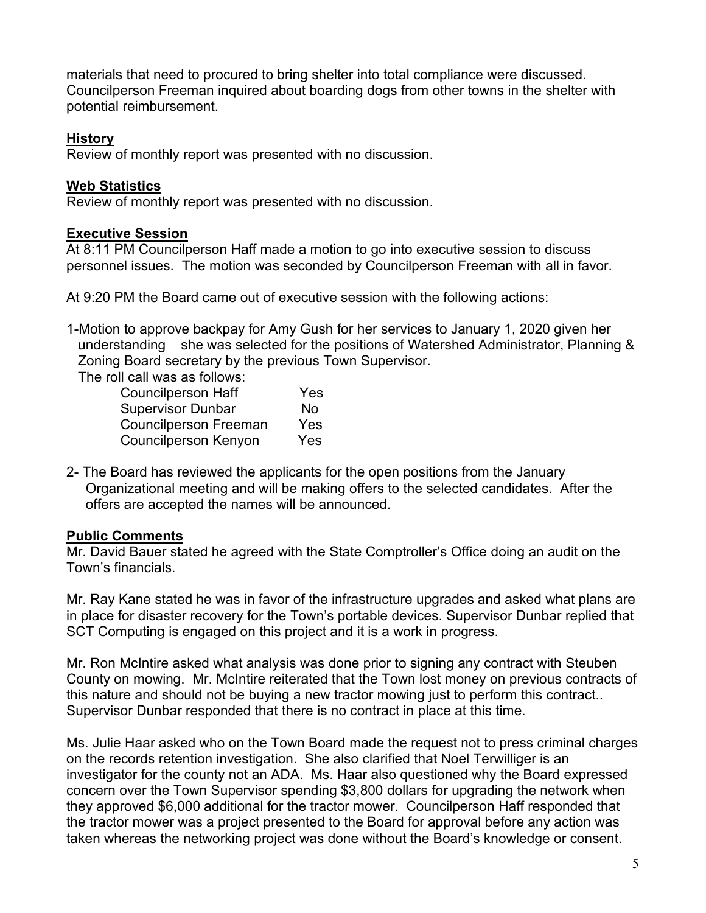materials that need to procured to bring shelter into total compliance were discussed. Councilperson Freeman inquired about boarding dogs from other towns in the shelter with potential reimbursement.

**History**

Review of monthly report was presented with no discussion.

**Web Statistics**

Review of monthly report was presented with no discussion.

**Executive Session**

At 8:11 PM Councilperson Haff made a motion to go into executive session to discuss personnel issues. The motion was seconded by Councilperson Freeman with all in favor.

At 9:20 PM the Board came out of executive session with the following actions:

1-Motion to approve backpay for Amy Gush for her services to January 1, 2020 given her understanding she was selected for the positions of Watershed Administrator, Planning & Zoning Board secretary by the previous Town Supervisor.

The roll call was as follows:

| | |
|---|---|
| Councilperson Haff | Yes |
| Supervisor Dunbar | No |
| Councilperson Freeman | Yes |
| Councilperson Kenyon | Yes |

2- The Board has reviewed the applicants for the open positions from the January Organizational meeting and will be making offers to the selected candidates. After the offers are accepted the names will be announced.

**Public Comments**

Mr. David Bauer stated he agreed with the State Comptroller's Office doing an audit on the Town's financials.

Mr. Ray Kane stated he was in favor of the infrastructure upgrades and asked what plans are in place for disaster recovery for the Town's portable devices. Supervisor Dunbar replied that SCT Computing is engaged on this project and it is a work in progress.

Mr. Ron McIntire asked what analysis was done prior to signing any contract with Steuben County on mowing. Mr. McIntire reiterated that the Town lost money on previous contracts of this nature and should not be buying a new tractor mowing just to perform this contract.. Supervisor Dunbar responded that there is no contract in place at this time.

Ms. Julie Haar asked who on the Town Board made the request not to press criminal charges on the records retention investigation. She also clarified that Noel Terwilliger is an investigator for the county not an ADA. Ms. Haar also questioned why the Board expressed concern over the Town Supervisor spending $3,800 dollars for upgrading the network when they approved $6,000 additional for the tractor mower. Councilperson Haff responded that the tractor mower was a project presented to the Board for approval before any action was taken whereas the networking project was done without the Board's knowledge or consent.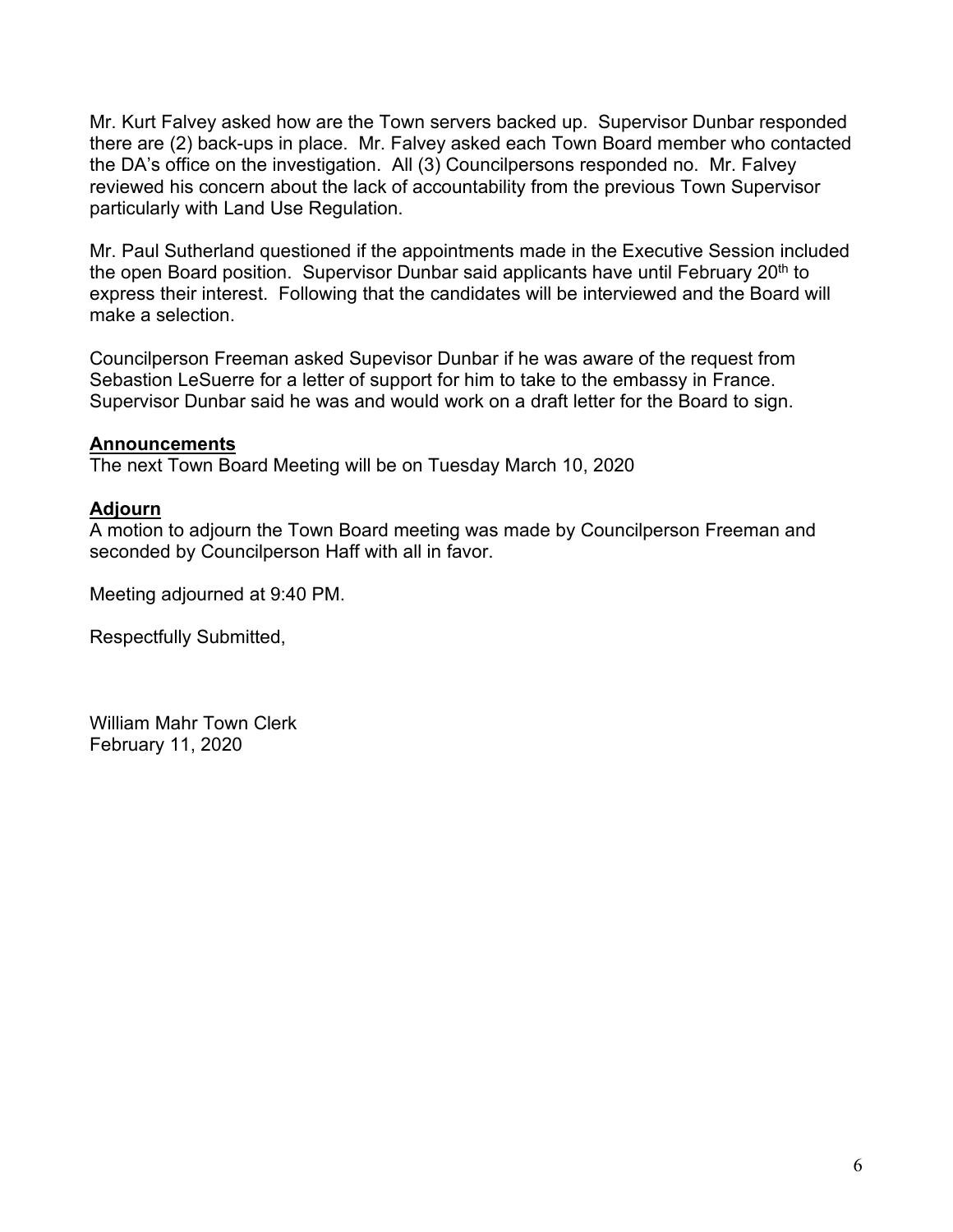Mr. Kurt Falvey asked how are the Town servers backed up. Supervisor Dunbar responded there are (2) back-ups in place. Mr. Falvey asked each Town Board member who contacted the DA's office on the investigation. All (3) Councilpersons responded no. Mr. Falvey reviewed his concern about the lack of accountability from the previous Town Supervisor particularly with Land Use Regulation.

Mr. Paul Sutherland questioned if the appointments made in the Executive Session included the open Board position. Supervisor Dunbar said applicants have until February 20th to express their interest. Following that the candidates will be interviewed and the Board will make a selection.

Councilperson Freeman asked Supevisor Dunbar if he was aware of the request from Sebastion LeSuerre for a letter of support for him to take to the embassy in France. Supervisor Dunbar said he was and would work on a draft letter for the Board to sign.

**Announcements**

The next Town Board Meeting will be on Tuesday March 10, 2020

**Adjourn**

A motion to adjourn the Town Board meeting was made by Councilperson Freeman and seconded by Councilperson Haff with all in favor.

Meeting adjourned at 9:40 PM.

Respectfully Submitted,

William Mahr Town Clerk
February 11, 2020